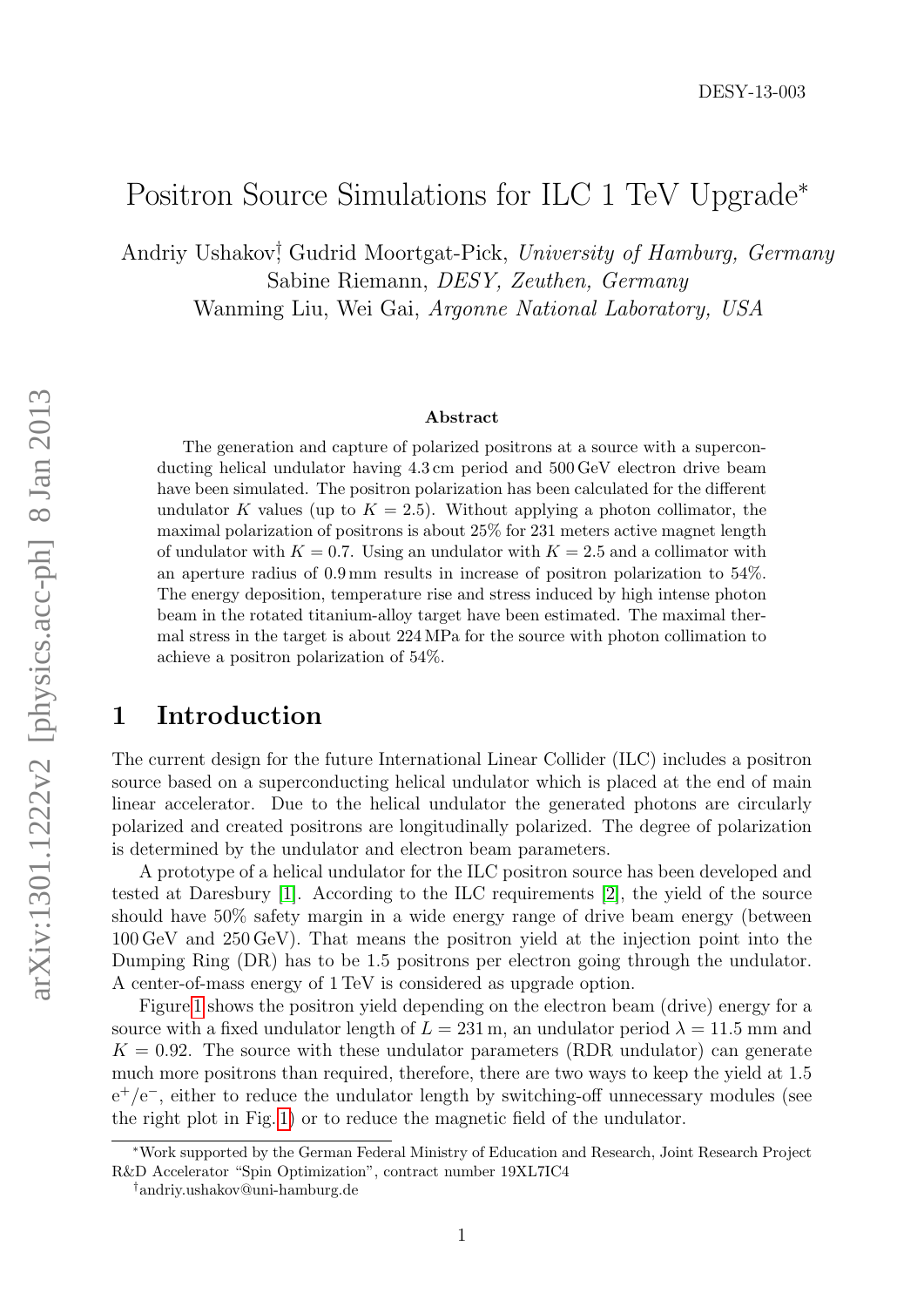DESY-13-003

# Positron Source Simulations for ILC 1 TeV Upgrade*

Andriy Ushakov†, Gudrid Moortgat-Pick, *University of Hamburg, Germany*
Sabine Riemann, *DESY, Zeuthen, Germany*
Wanming Liu, Wei Gai, *Argonne National Laboratory, USA*

### Abstract

The generation and capture of polarized positrons at a source with a superconducting helical undulator having 4.3 cm period and 500 GeV electron drive beam have been simulated. The positron polarization has been calculated for the different undulator $K$ values (up to $K = 2.5$). Without applying a photon collimator, the maximal polarization of positrons is about 25% for 231 meters active magnet length of undulator with $K = 0.7$. Using an undulator with $K = 2.5$ and a collimator with an aperture radius of 0.9 mm results in increase of positron polarization to 54%. The energy deposition, temperature rise and stress induced by high intense photon beam in the rotated titanium-alloy target have been estimated. The maximal thermal stress in the target is about 224 MPa for the source with photon collimation to achieve a positron polarization of 54%.

## 1 Introduction

The current design for the future International Linear Collider (ILC) includes a positron source based on a superconducting helical undulator which is placed at the end of main linear accelerator. Due to the helical undulator the generated photons are circularly polarized and created positrons are longitudinally polarized. The degree of polarization is determined by the undulator and electron beam parameters.

A prototype of a helical undulator for the ILC positron source has been developed and tested at Daresbury [1]. According to the ILC requirements [2], the yield of the source should have 50% safety margin in a wide energy range of drive beam energy (between 100 GeV and 250 GeV). That means the positron yield at the injection point into the Dumping Ring (DR) has to be 1.5 positrons per electron going through the undulator. A center-of-mass energy of 1 TeV is considered as upgrade option.

Figure 1 shows the positron yield depending on the electron beam (drive) energy for a source with a fixed undulator length of $L = 231$ m, an undulator period $\lambda = 11.5$ mm and $K = 0.92$. The source with these undulator parameters (RDR undulator) can generate much more positrons than required, therefore, there are two ways to keep the yield at 1.5 $e^+/e^-$, either to reduce the undulator length by switching-off unnecessary modules (see the right plot in Fig. 1) or to reduce the magnetic field of the undulator.

*Work supported by the German Federal Ministry of Education and Research, Joint Research Project R&D Accelerator "Spin Optimization", contract number 19XL7IC4

†andriy.ushakov@uni-hamburg.de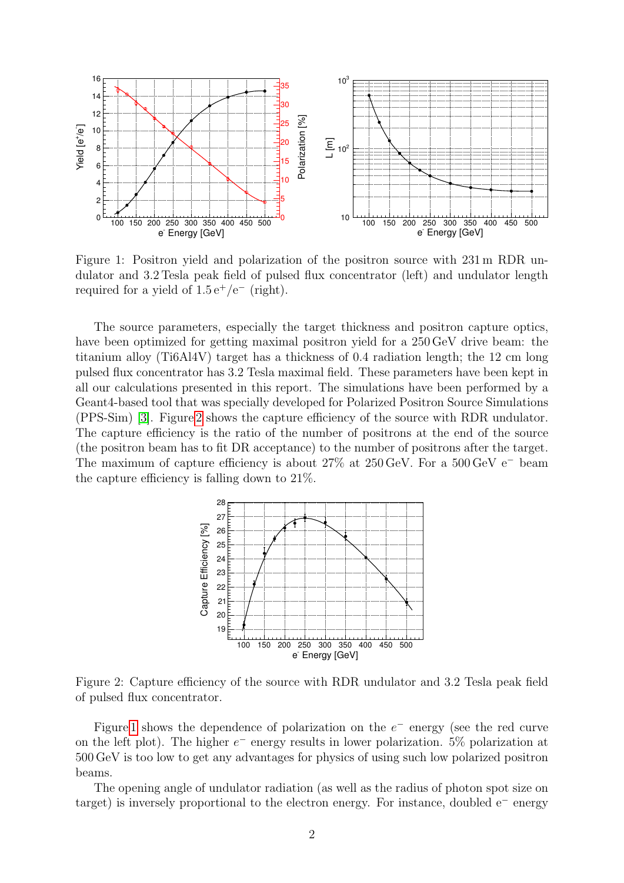16
14
12
10
8
6
4
2
0
Yield [e+/e-]
35
30
25
20
15
10
5
0
Polarization [%]
100 150 200 250 300 350 400 450 500
e- Energy [GeV]

10^3
10^2
10
L [m]
100 150 200 250 300 350 400 450 500
e- Energy [GeV]

Figure 1: Positron yield and polarization of the positron source with 231 m RDR undulator and 3.2 Tesla peak field of pulsed flux concentrator (left) and undulator length required for a yield of 1.5 $e^+/e^-$ (right).

The source parameters, especially the target thickness and positron capture optics, have been optimized for getting maximal positron yield for a 250 GeV drive beam: the titanium alloy (Ti6Al4V) target has a thickness of 0.4 radiation length; the 12 cm long pulsed flux concentrator has 3.2 Tesla maximal field. These parameters have been kept in all our calculations presented in this report. The simulations have been performed by a Geant4-based tool that was specially developed for Polarized Positron Source Simulations (PPS-Sim) [3]. Figure 2 shows the capture efficiency of the source with RDR undulator. The capture efficiency is the ratio of the number of positrons at the end of the source (the positron beam has to fit DR acceptance) to the number of positrons after the target. The maximum of capture efficiency is about 27% at 250 GeV. For a 500 GeV $e^-$ beam the capture efficiency is falling down to 21%.

28
27
26
25
24
23
22
21
20
19
Capture Efficiency [%]
100 150 200 250 300 350 400 450 500
e- Energy [GeV]

Figure 2: Capture efficiency of the source with RDR undulator and 3.2 Tesla peak field of pulsed flux concentrator.

Figure 1 shows the dependence of polarization on the $e^-$ energy (see the red curve on the left plot). The higher $e^-$ energy results in lower polarization. 5% polarization at 500 GeV is too low to get any advantages for physics of using such low polarized positron beams.

The opening angle of undulator radiation (as well as the radius of photon spot size on target) is inversely proportional to the electron energy. For instance, doubled $e^-$ energy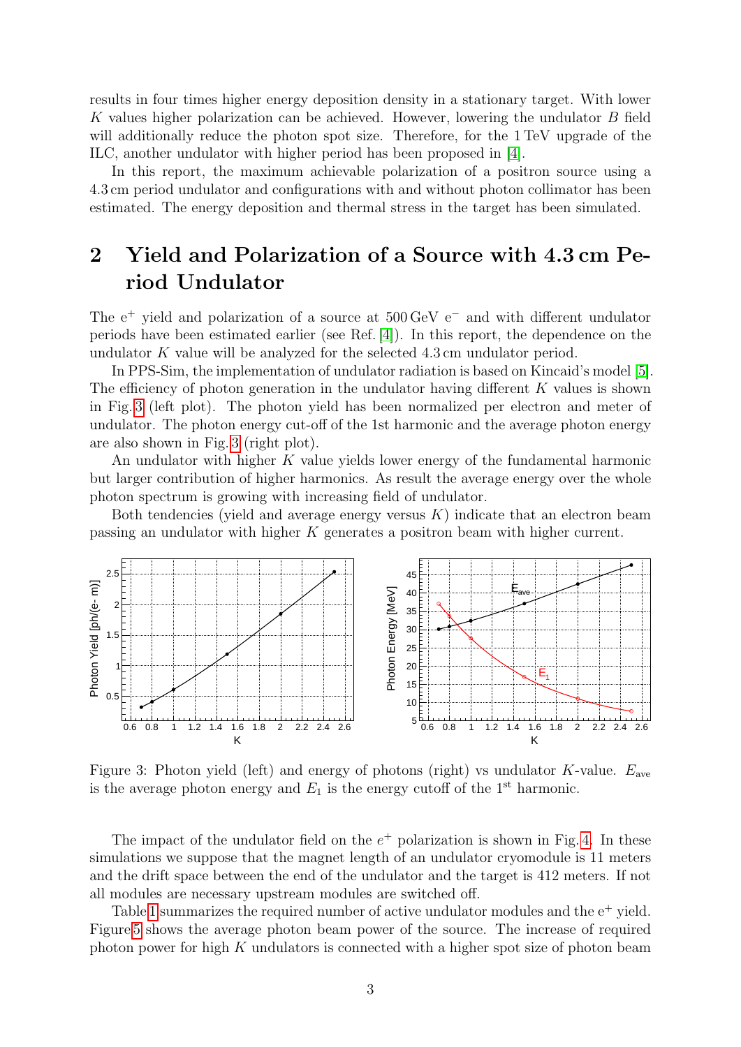results in four times higher energy deposition density in a stationary target. With lower $K$ values higher polarization can be achieved. However, lowering the undulator $B$ field will additionally reduce the photon spot size. Therefore, for the 1 TeV upgrade of the ILC, another undulator with higher period has been proposed in [4].

In this report, the maximum achievable polarization of a positron source using a 4.3 cm period undulator and configurations with and without photon collimator has been estimated. The energy deposition and thermal stress in the target has been simulated.

## 2 Yield and Polarization of a Source with 4.3 cm Period Undulator

The $e^+$ yield and polarization of a source at 500 GeV $e^-$ and with different undulator periods have been estimated earlier (see Ref. [4]). In this report, the dependence on the undulator $K$ value will be analyzed for the selected 4.3 cm undulator period.

In PPS-Sim, the implementation of undulator radiation is based on Kincaid's model [5]. The efficiency of photon generation in the undulator having different $K$ values is shown in Fig. 3 (left plot). The photon yield has been normalized per electron and meter of undulator. The photon energy cut-off of the 1st harmonic and the average photon energy are also shown in Fig. 3 (right plot).

An undulator with higher $K$ value yields lower energy of the fundamental harmonic but larger contribution of higher harmonics. As result the average energy over the whole photon spectrum is growing with increasing field of undulator.

Both tendencies (yield and average energy versus $K$) indicate that an electron beam passing an undulator with higher $K$ generates a positron beam with higher current.

Photon Yield [ph/(e- m)]
0.5
1
1.5
2
2.5
0.6 0.8 1 1.2 1.4 1.6 1.8 2 2.2 2.4 2.6
K

Photon Energy [MeV]
5
10
15
20
25
30
35
40
45
0.6 0.8 1 1.2 1.4 1.6 1.8 2 2.2 2.4 2.6
K
$E_{ave}$
$E_1$

Figure 3: Photon yield (left) and energy of photons (right) vs undulator $K$-value. $E_{\text{ave}}$ is the average photon energy and $E_1$ is the energy cutoff of the 1$^{\text{st}}$ harmonic.

The impact of the undulator field on the $e^+$ polarization is shown in Fig. 4. In these simulations we suppose that the magnet length of an undulator cryomodule is 11 meters and the drift space between the end of the undulator and the target is 412 meters. If not all modules are necessary upstream modules are switched off.

Table 1 summarizes the required number of active undulator modules and the $e^+$ yield. Figure 5 shows the average photon beam power of the source. The increase of required photon power for high $K$ undulators is connected with a higher spot size of photon beam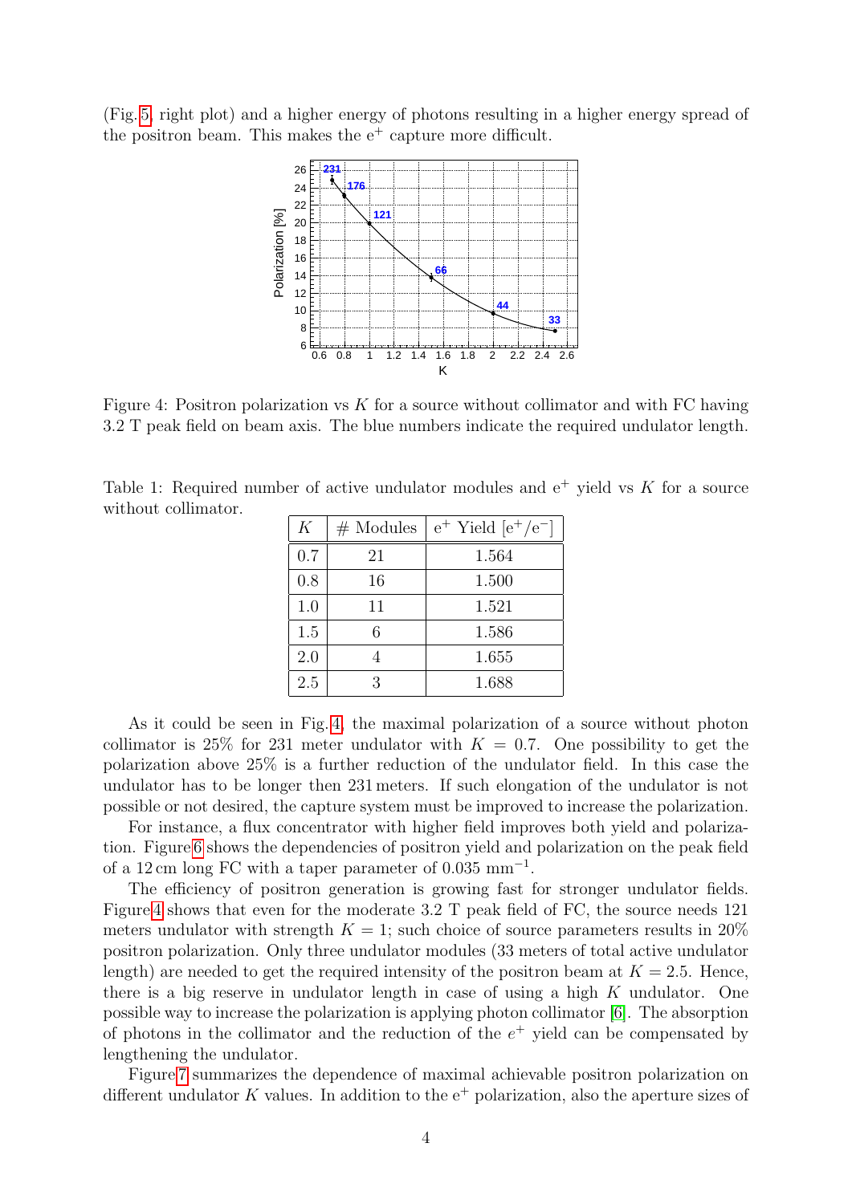(Fig. 5, right plot) and a higher energy of photons resulting in a higher energy spread of the positron beam. This makes the e$^+$ capture more difficult.

Polarization [%]

26
24
22
20
18
16
14
12
10
8
6

0.6 0.8 1 1.2 1.4 1.6 1.8 2 2.2 2.4 2.6

K

231
176
121
66
44
33

Figure 4: Positron polarization vs $K$ for a source without collimator and with FC having 3.2 T peak field on beam axis. The blue numbers indicate the required undulator length.

Table 1: Required number of active undulator modules and e$^+$ yield vs $K$ for a source without collimator.

| $K$ | # Modules | e$^+$ Yield [e$^+$/e$^-$] |
|---|---|---|
| 0.7 | 21 | 1.564 |
| 0.8 | 16 | 1.500 |
| 1.0 | 11 | 1.521 |
| 1.5 | 6 | 1.586 |
| 2.0 | 4 | 1.655 |
| 2.5 | 3 | 1.688 |

As it could be seen in Fig. 4, the maximal polarization of a source without photon collimator is 25% for 231 meter undulator with $K = 0.7$. One possibility to get the polarization above 25% is a further reduction of the undulator field. In this case the undulator has to be longer then 231 meters. If such elongation of the undulator is not possible or not desired, the capture system must be improved to increase the polarization.

For instance, a flux concentrator with higher field improves both yield and polarization. Figure 6 shows the dependencies of positron yield and polarization on the peak field of a 12 cm long FC with a taper parameter of 0.035 mm$^{-1}$.

The efficiency of positron generation is growing fast for stronger undulator fields. Figure 4 shows that even for the moderate 3.2 T peak field of FC, the source needs 121 meters undulator with strength $K = 1$; such choice of source parameters results in 20% positron polarization. Only three undulator modules (33 meters of total active undulator length) are needed to get the required intensity of the positron beam at $K = 2.5$. Hence, there is a big reserve in undulator length in case of using a high $K$ undulator. One possible way to increase the polarization is applying photon collimator [6]. The absorption of photons in the collimator and the reduction of the $e^+$ yield can be compensated by lengthening the undulator.

Figure 7 summarizes the dependence of maximal achievable positron polarization on different undulator $K$ values. In addition to the e$^+$ polarization, also the aperture sizes of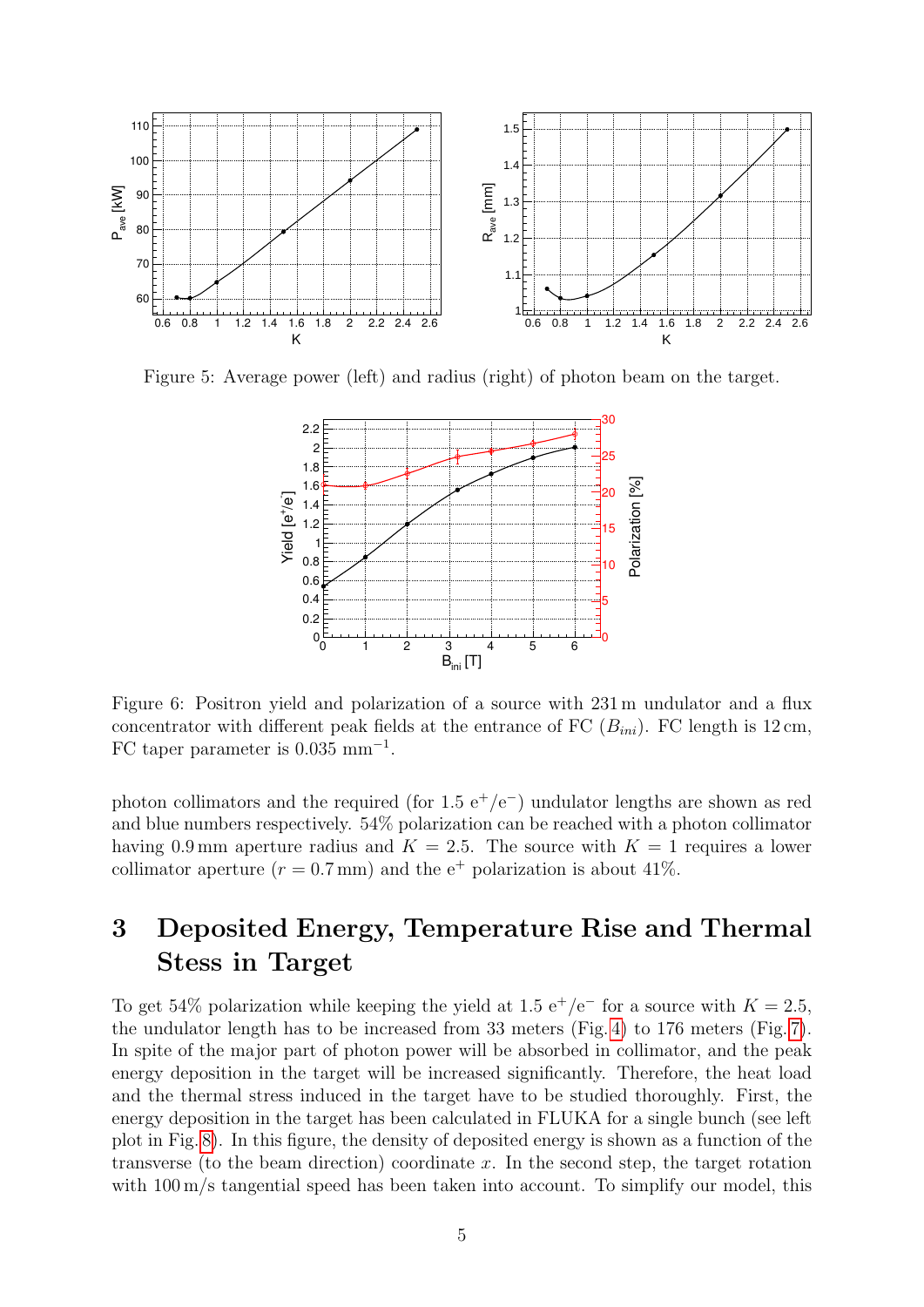110
100
90
80
70
60
$P_{ave}$ [kW]
0.6 0.8 1 1.2 1.4 1.6 1.8 2 2.2 2.4 2.6
K

1.5
1.4
1.3
1.2
1.1
1
$R_{ave}$ [mm]
0.6 0.8 1 1.2 1.4 1.6 1.8 2 2.2 2.4 2.6
K

Figure 5: Average power (left) and radius (right) of photon beam on the target.

2.2
2
1.8
1.6
1.4
1.2
1
0.8
0.6
0.4
0.2
0
Yield [$e^+/e$]
30
25
20
15
10
5
0
Polarization [%]
0 1 2 3 4 5 6
$B_{ini}$ [T]

Figure 6: Positron yield and polarization of a source with 231 m undulator and a flux concentrator with different peak fields at the entrance of FC ($B_{ini}$). FC length is 12 cm, FC taper parameter is 0.035 mm$^{-1}$.

photon collimators and the required (for 1.5 $e^+/e^-$) undulator lengths are shown as red and blue numbers respectively. 54% polarization can be reached with a photon collimator having 0.9 mm aperture radius and $K = 2.5$. The source with $K = 1$ requires a lower collimator aperture ($r = 0.7$ mm) and the $e^+$ polarization is about 41%.

# 3 Deposited Energy, Temperature Rise and Thermal Stress in Target

To get 54% polarization while keeping the yield at 1.5 $e^+/e^-$ for a source with $K = 2.5$, the undulator length has to be increased from 33 meters (Fig. 4) to 176 meters (Fig. 7). In spite of the major part of photon power will be absorbed in collimator, and the peak energy deposition in the target will be increased significantly. Therefore, the heat load and the thermal stress induced in the target have to be studied thoroughly. First, the energy deposition in the target has been calculated in FLUKA for a single bunch (see left plot in Fig. 8). In this figure, the density of deposited energy is shown as a function of the transverse (to the beam direction) coordinate $x$. In the second step, the target rotation with 100 m/s tangential speed has been taken into account. To simplify our model, this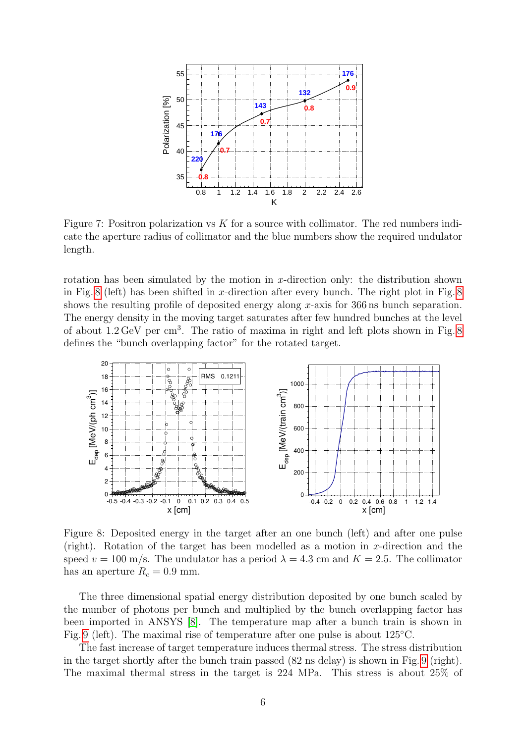Polarization [%]

55
50
45
40
35

0.8 1 1.2 1.4 1.6 1.8 2 2.2 2.4 2.6

K

220 0.8
176 0.7
143 0.7
132 0.8
176 0.9

Figure 7: Positron polarization vs $K$ for a source with collimator. The red numbers indicate the aperture radius of collimator and the blue numbers show the required undulator length.

rotation has been simulated by the motion in $x$-direction only: the distribution shown in Fig. 8 (left) has been shifted in $x$-direction after every bunch. The right plot in Fig. 8 shows the resulting profile of deposited energy along $x$-axis for 366 ns bunch separation. The energy density in the moving target saturates after few hundred bunches at the level of about 1.2 GeV per cm$^3$. The ratio of maxima in right and left plots shown in Fig. 8 defines the "bunch overlapping factor" for the rotated target.

$E_{dep}$ [MeV/(ph cm$^3$)]

RMS 0.1211

x [cm]

$E_{dep}$ [MeV/(train cm$^3$)]

x [cm]

Figure 8: Deposited energy in the target after an one bunch (left) and after one pulse (right). Rotation of the target has been modelled as a motion in $x$-direction and the speed $v = 100$ m/s. The undulator has a period $\lambda = 4.3$ cm and $K = 2.5$. The collimator has an aperture $R_c = 0.9$ mm.

The three dimensional spatial energy distribution deposited by one bunch scaled by the number of photons per bunch and multiplied by the bunch overlapping factor has been imported in ANSYS [8]. The temperature map after a bunch train is shown in Fig. 9 (left). The maximal rise of temperature after one pulse is about 125°C.

The fast increase of target temperature induces thermal stress. The stress distribution in the target shortly after the bunch train passed (82 ns delay) is shown in Fig. 9 (right). The maximal thermal stress in the target is 224 MPa. This stress is about 25% of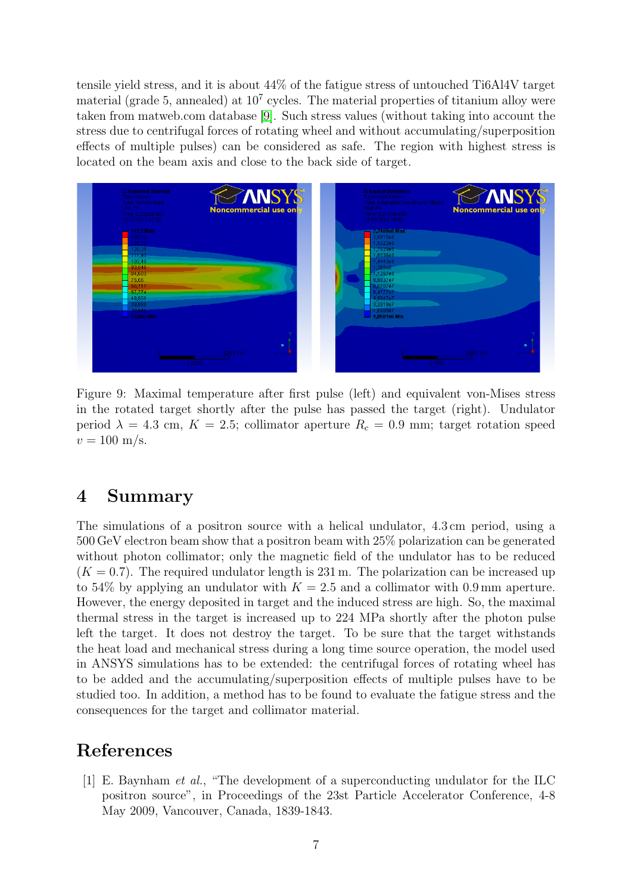tensile yield stress, and it is about 44% of the fatigue stress of untouched Ti6Al4V target material (grade 5, annealed) at $10^7$ cycles. The material properties of titanium alloy were taken from matweb.com database [9]. Such stress values (without taking into account the stress due to centrifugal forces of rotating wheel and without accumulating/superposition effects of multiple pulses) can be considered as safe. The region with highest stress is located on the beam axis and close to the back side of target.

Figure 9: Maximal temperature after first pulse (left) and equivalent von-Mises stress in the rotated target shortly after the pulse has passed the target (right). Undulator period $\lambda = 4.3$ cm, $K = 2.5$; collimator aperture $R_c = 0.9$ mm; target rotation speed $v = 100$ m/s.

## 4 Summary

The simulations of a positron source with a helical undulator, 4.3 cm period, using a 500 GeV electron beam show that a positron beam with 25% polarization can be generated without photon collimator; only the magnetic field of the undulator has to be reduced ($K = 0.7$). The required undulator length is 231 m. The polarization can be increased up to 54% by applying an undulator with $K = 2.5$ and a collimator with 0.9 mm aperture. However, the energy deposited in target and the induced stress are high. So, the maximal thermal stress in the target is increased up to 224 MPa shortly after the photon pulse left the target. It does not destroy the target. To be sure that the target withstands the heat load and mechanical stress during a long time source operation, the model used in ANSYS simulations has to be extended: the centrifugal forces of rotating wheel has to be added and the accumulating/superposition effects of multiple pulses have to be studied too. In addition, a method has to be found to evaluate the fatigue stress and the consequences for the target and collimator material.

## References

[1] E. Baynham *et al.*, “The development of a superconducting undulator for the ILC positron source”, in Proceedings of the 23st Particle Accelerator Conference, 4-8 May 2009, Vancouver, Canada, 1839-1843.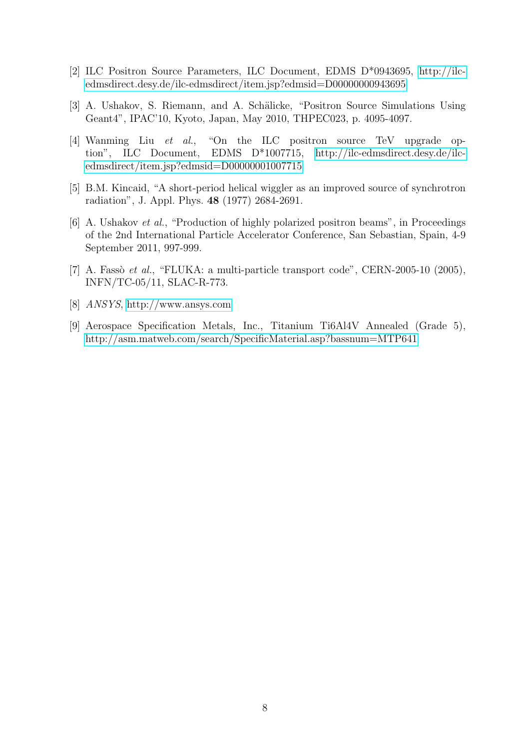[2] ILC Positron Source Parameters, ILC Document, EDMS D*0943695, http://ilc-edmsdirect.desy.de/ilc-edmsdirect/item.jsp?edmsid=D00000000943695

[3] A. Ushakov, S. Riemann, and A. Schälicke, "Positron Source Simulations Using Geant4", IPAC'10, Kyoto, Japan, May 2010, THPEC023, p. 4095-4097.

[4] Wanming Liu *et al.*, "On the ILC positron source TeV upgrade option", ILC Document, EDMS D*1007715, http://ilc-edmsdirect.desy.de/ilc-edmsdirect/item.jsp?edmsid=D00000001007715

[5] B.M. Kincaid, "A short-period helical wiggler as an improved source of synchrotron radiation", J. Appl. Phys. **48** (1977) 2684-2691.

[6] A. Ushakov *et al.*, "Production of highly polarized positron beams", in Proceedings of the 2nd International Particle Accelerator Conference, San Sebastian, Spain, 4-9 September 2011, 997-999.

[7] A. Fassò *et al.*, "FLUKA: a multi-particle transport code", CERN-2005-10 (2005), INFN/TC-05/11, SLAC-R-773.

[8] *ANSYS*, http://www.ansys.com

[9] Aerospace Specification Metals, Inc., Titanium Ti6Al4V Annealed (Grade 5), http://asm.matweb.com/search/SpecificMaterial.asp?bassnum=MTP641